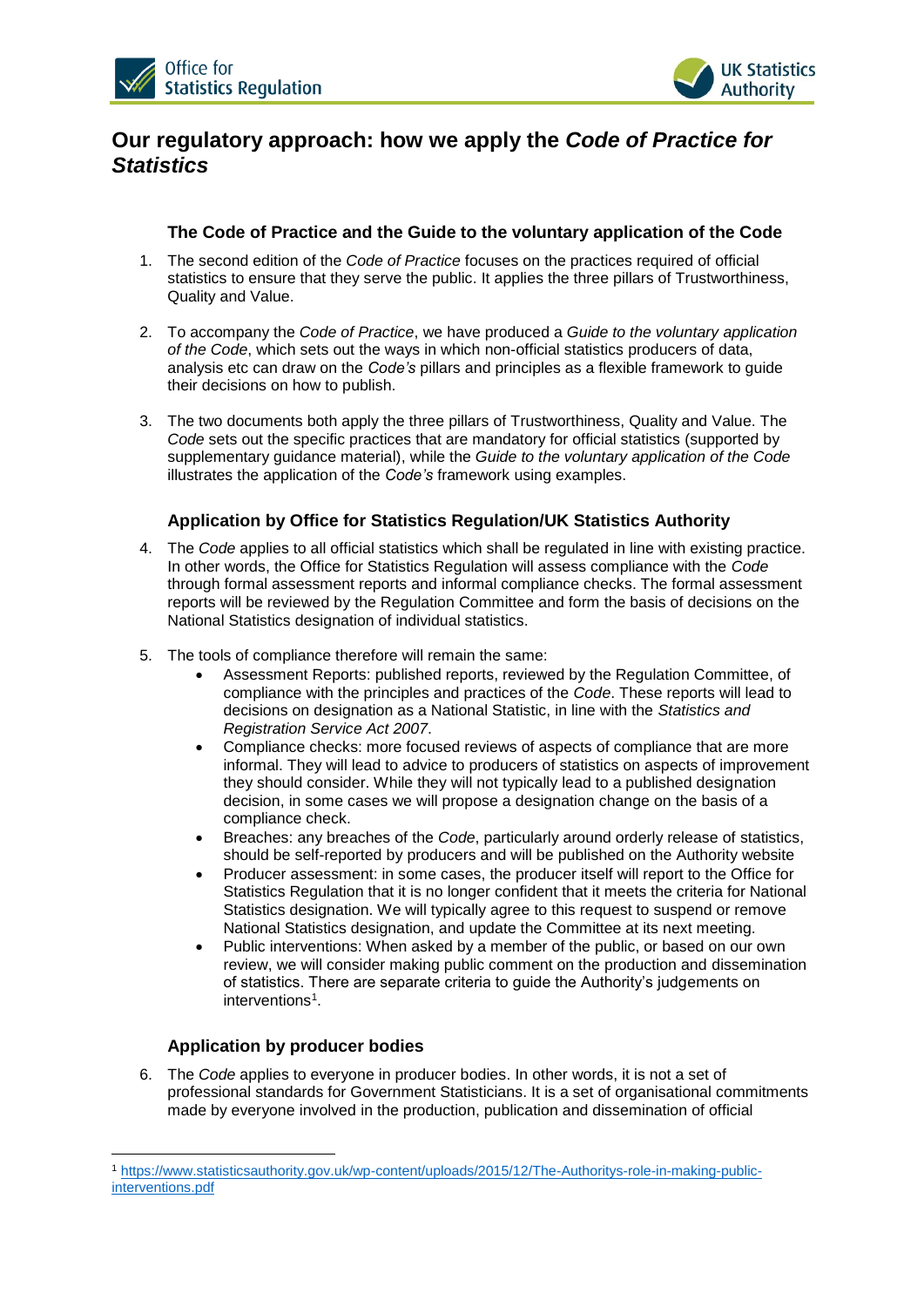# Our regulatory approach: how we apply the *Code of Practice for Statistics*

### The Code of Practice and the Guide to the voluntary application of the Code

1. The second edition of the *Code of Practice* focuses on the practices required of official statistics to ensure that they serve the public. It applies the three pillars of Trustworthiness, Quality and Value.

2. To accompany the *Code of Practice*, we have produced a *Guide to the voluntary application of the Code*, which sets out the ways in which non-official statistics producers of data, analysis etc can draw on the *Code's* pillars and principles as a flexible framework to guide their decisions on how to publish.

3. The two documents both apply the three pillars of Trustworthiness, Quality and Value. The *Code* sets out the specific practices that are mandatory for official statistics (supported by supplementary guidance material), while the *Guide to the voluntary application of the Code* illustrates the application of the *Code's* framework using examples.

### Application by Office for Statistics Regulation/UK Statistics Authority

4. The *Code* applies to all official statistics which shall be regulated in line with existing practice. In other words, the Office for Statistics Regulation will assess compliance with the *Code* through formal assessment reports and informal compliance checks. The formal assessment reports will be reviewed by the Regulation Committee and form the basis of decisions on the National Statistics designation of individual statistics.

5. The tools of compliance therefore will remain the same:
   - Assessment Reports: published reports, reviewed by the Regulation Committee, of compliance with the principles and practices of the *Code*. These reports will lead to decisions on designation as a National Statistic, in line with the *Statistics and Registration Service Act 2007*.
   - Compliance checks: more focused reviews of aspects of compliance that are more informal. They will lead to advice to producers of statistics on aspects of improvement they should consider. While they will not typically lead to a published designation decision, in some cases we will propose a designation change on the basis of a compliance check.
   - Breaches: any breaches of the *Code*, particularly around orderly release of statistics, should be self-reported by producers and will be published on the Authority website
   - Producer assessment: in some cases, the producer itself will report to the Office for Statistics Regulation that it is no longer confident that it meets the criteria for National Statistics designation. We will typically agree to this request to suspend or remove National Statistics designation, and update the Committee at its next meeting.
   - Public interventions: When asked by a member of the public, or based on our own review, we will consider making public comment on the production and dissemination of statistics. There are separate criteria to guide the Authority's judgements on interventions[1].

### Application by producer bodies

6. The *Code* applies to everyone in producer bodies. In other words, it is not a set of professional standards for Government Statisticians. It is a set of organisational commitments made by everyone involved in the production, publication and dissemination of official

[1] https://www.statisticsauthority.gov.uk/wp-content/uploads/2015/12/The-Authoritys-role-in-making-public-interventions.pdf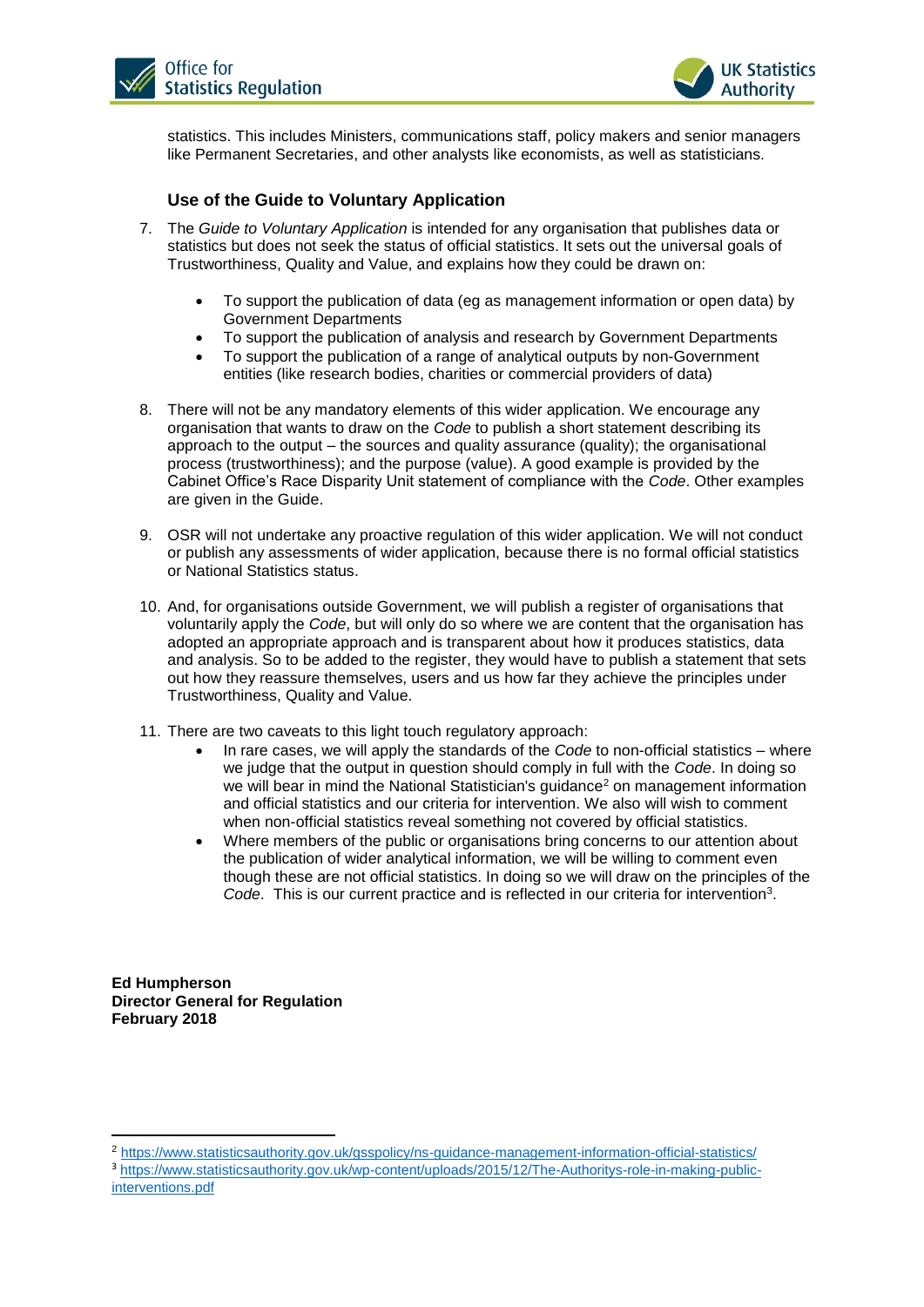statistics. This includes Ministers, communications staff, policy makers and senior managers like Permanent Secretaries, and other analysts like economists, as well as statisticians.

### Use of the Guide to Voluntary Application

7. The *Guide to Voluntary Application* is intended for any organisation that publishes data or statistics but does not seek the status of official statistics. It sets out the universal goals of Trustworthiness, Quality and Value, and explains how they could be drawn on:

    - To support the publication of data (eg as management information or open data) by Government Departments
    - To support the publication of analysis and research by Government Departments
    - To support the publication of a range of analytical outputs by non-Government entities (like research bodies, charities or commercial providers of data)

8. There will not be any mandatory elements of this wider application. We encourage any organisation that wants to draw on the *Code* to publish a short statement describing its approach to the output – the sources and quality assurance (quality); the organisational process (trustworthiness); and the purpose (value). A good example is provided by the Cabinet Office's Race Disparity Unit statement of compliance with the *Code*. Other examples are given in the Guide.

9. OSR will not undertake any proactive regulation of this wider application. We will not conduct or publish any assessments of wider application, because there is no formal official statistics or National Statistics status.

10. And, for organisations outside Government, we will publish a register of organisations that voluntarily apply the *Code*, but will only do so where we are content that the organisation has adopted an appropriate approach and is transparent about how it produces statistics, data and analysis. So to be added to the register, they would have to publish a statement that sets out how they reassure themselves, users and us how far they achieve the principles under Trustworthiness, Quality and Value.

11. There are two caveats to this light touch regulatory approach:
    - In rare cases, we will apply the standards of the *Code* to non-official statistics – where we judge that the output in question should comply in full with the *Code*. In doing so we will bear in mind the National Statistician's guidance[2] on management information and official statistics and our criteria for intervention. We also will wish to comment when non-official statistics reveal something not covered by official statistics.
    - Where members of the public or organisations bring concerns to our attention about the publication of wider analytical information, we will be willing to comment even though these are not official statistics. In doing so we will draw on the principles of the *Code*. This is our current practice and is reflected in our criteria for intervention[3].

**Ed Humpherson**
**Director General for Regulation**
**February 2018**

---

[2] https://www.statisticsauthority.gov.uk/gsspolicy/ns-guidance-management-information-official-statistics/

[3] https://www.statisticsauthority.gov.uk/wp-content/uploads/2015/12/The-Authoritys-role-in-making-public-interventions.pdf